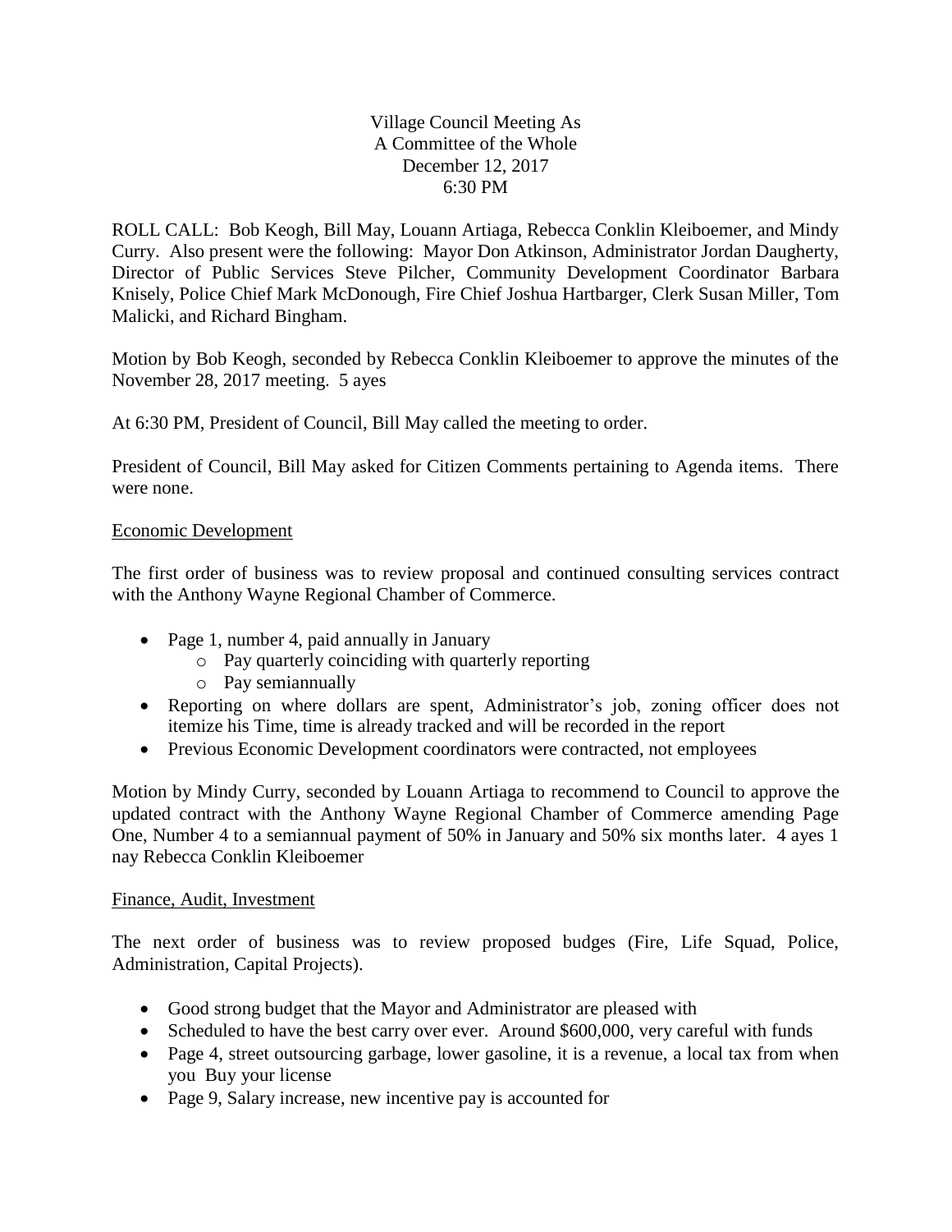Village Council Meeting As
A Committee of the Whole
December 12, 2017
6:30 PM

ROLL CALL: Bob Keogh, Bill May, Louann Artiaga, Rebecca Conklin Kleiboemer, and Mindy Curry. Also present were the following: Mayor Don Atkinson, Administrator Jordan Daugherty, Director of Public Services Steve Pilcher, Community Development Coordinator Barbara Knisely, Police Chief Mark McDonough, Fire Chief Joshua Hartbarger, Clerk Susan Miller, Tom Malicki, and Richard Bingham.

Motion by Bob Keogh, seconded by Rebecca Conklin Kleiboemer to approve the minutes of the November 28, 2017 meeting. 5 ayes

At 6:30 PM, President of Council, Bill May called the meeting to order.

President of Council, Bill May asked for Citizen Comments pertaining to Agenda items. There were none.

Economic Development

The first order of business was to review proposal and continued consulting services contract with the Anthony Wayne Regional Chamber of Commerce.

- Page 1, number 4, paid annually in January
  - Pay quarterly coinciding with quarterly reporting
  - Pay semiannually
- Reporting on where dollars are spent, Administrator's job, zoning officer does not itemize his Time, time is already tracked and will be recorded in the report
- Previous Economic Development coordinators were contracted, not employees

Motion by Mindy Curry, seconded by Louann Artiaga to recommend to Council to approve the updated contract with the Anthony Wayne Regional Chamber of Commerce amending Page One, Number 4 to a semiannual payment of 50% in January and 50% six months later. 4 ayes 1 nay Rebecca Conklin Kleiboemer

Finance, Audit, Investment

The next order of business was to review proposed budges (Fire, Life Squad, Police, Administration, Capital Projects).

- Good strong budget that the Mayor and Administrator are pleased with
- Scheduled to have the best carry over ever. Around $600,000, very careful with funds
- Page 4, street outsourcing garbage, lower gasoline, it is a revenue, a local tax from when you Buy your license
- Page 9, Salary increase, new incentive pay is accounted for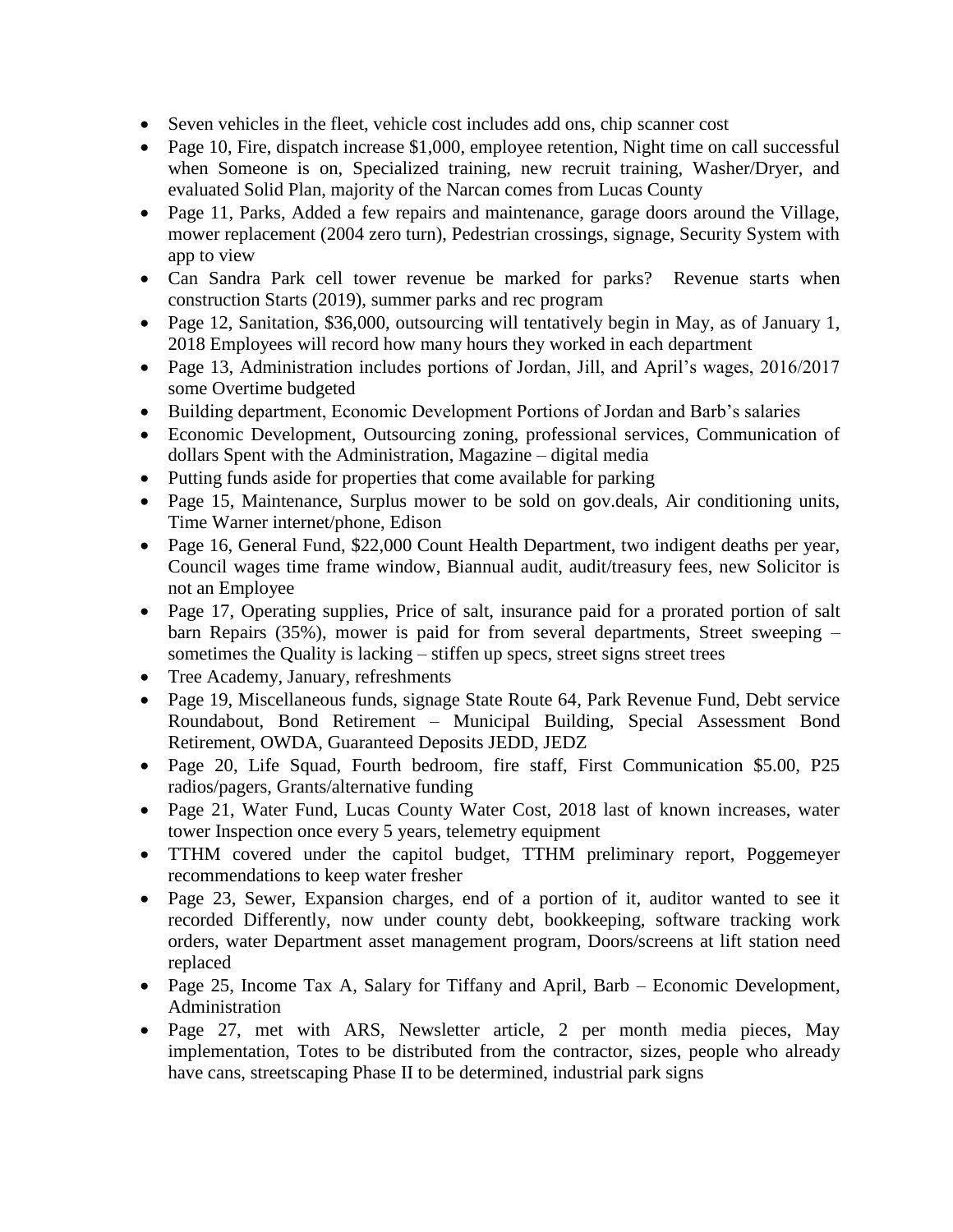- Seven vehicles in the fleet, vehicle cost includes add ons, chip scanner cost
- Page 10, Fire, dispatch increase $1,000, employee retention, Night time on call successful when Someone is on, Specialized training, new recruit training, Washer/Dryer, and evaluated Solid Plan, majority of the Narcan comes from Lucas County
- Page 11, Parks, Added a few repairs and maintenance, garage doors around the Village, mower replacement (2004 zero turn), Pedestrian crossings, signage, Security System with app to view
- Can Sandra Park cell tower revenue be marked for parks? Revenue starts when construction Starts (2019), summer parks and rec program
- Page 12, Sanitation, $36,000, outsourcing will tentatively begin in May, as of January 1, 2018 Employees will record how many hours they worked in each department
- Page 13, Administration includes portions of Jordan, Jill, and April's wages, 2016/2017 some Overtime budgeted
- Building department, Economic Development Portions of Jordan and Barb's salaries
- Economic Development, Outsourcing zoning, professional services, Communication of dollars Spent with the Administration, Magazine – digital media
- Putting funds aside for properties that come available for parking
- Page 15, Maintenance, Surplus mower to be sold on gov.deals, Air conditioning units, Time Warner internet/phone, Edison
- Page 16, General Fund, $22,000 Count Health Department, two indigent deaths per year, Council wages time frame window, Biannual audit, audit/treasury fees, new Solicitor is not an Employee
- Page 17, Operating supplies, Price of salt, insurance paid for a prorated portion of salt barn Repairs (35%), mower is paid for from several departments, Street sweeping – sometimes the Quality is lacking – stiffen up specs, street signs street trees
- Tree Academy, January, refreshments
- Page 19, Miscellaneous funds, signage State Route 64, Park Revenue Fund, Debt service Roundabout, Bond Retirement – Municipal Building, Special Assessment Bond Retirement, OWDA, Guaranteed Deposits JEDD, JEDZ
- Page 20, Life Squad, Fourth bedroom, fire staff, First Communication $5.00, P25 radios/pagers, Grants/alternative funding
- Page 21, Water Fund, Lucas County Water Cost, 2018 last of known increases, water tower Inspection once every 5 years, telemetry equipment
- TTHM covered under the capitol budget, TTHM preliminary report, Poggemeyer recommendations to keep water fresher
- Page 23, Sewer, Expansion charges, end of a portion of it, auditor wanted to see it recorded Differently, now under county debt, bookkeeping, software tracking work orders, water Department asset management program, Doors/screens at lift station need replaced
- Page 25, Income Tax A, Salary for Tiffany and April, Barb – Economic Development, Administration
- Page 27, met with ARS, Newsletter article, 2 per month media pieces, May implementation, Totes to be distributed from the contractor, sizes, people who already have cans, streetscaping Phase II to be determined, industrial park signs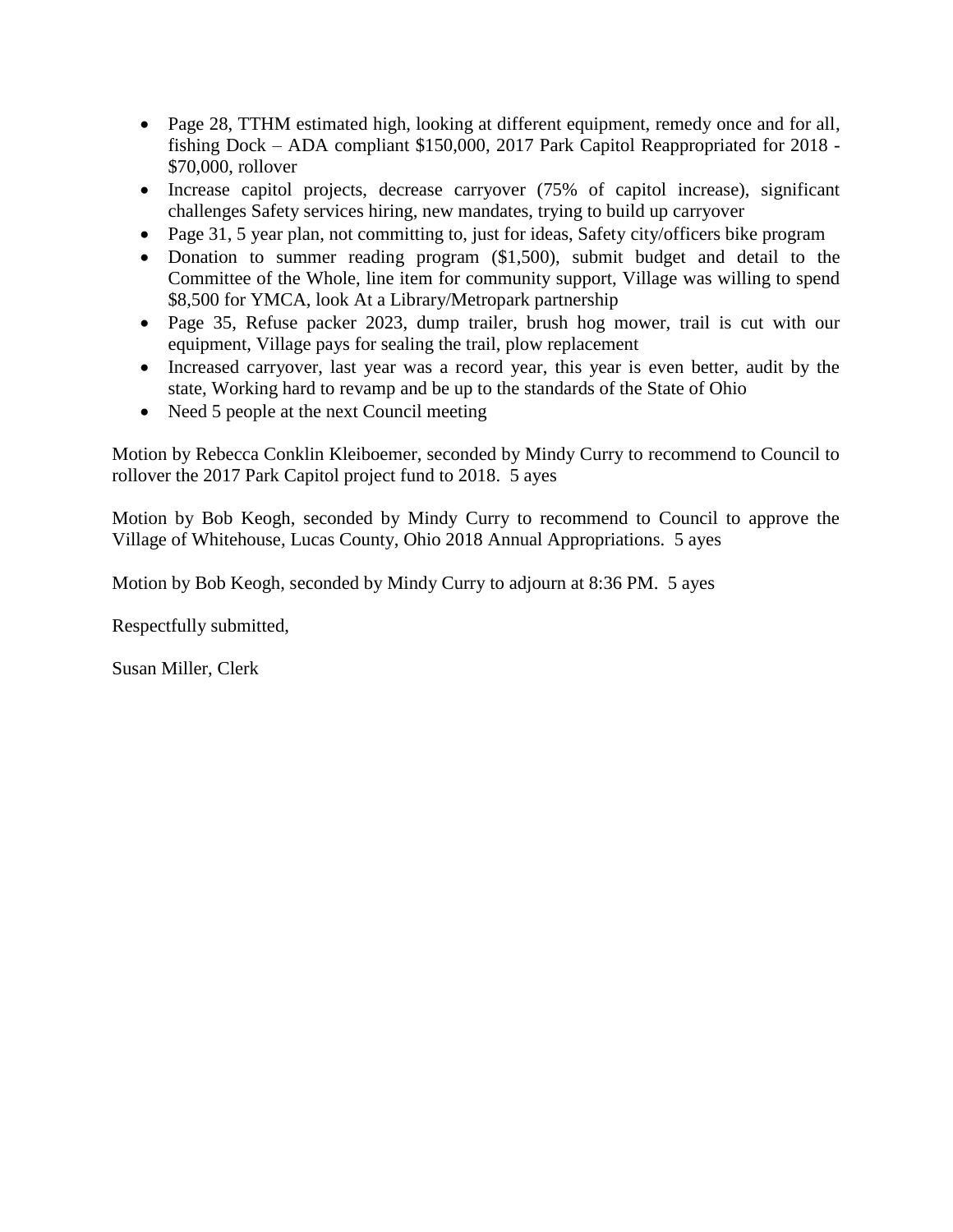- Page 28, TTHM estimated high, looking at different equipment, remedy once and for all, fishing Dock – ADA compliant $150,000, 2017 Park Capitol Reappropriated for 2018 - $70,000, rollover
- Increase capitol projects, decrease carryover (75% of capitol increase), significant challenges Safety services hiring, new mandates, trying to build up carryover
- Page 31, 5 year plan, not committing to, just for ideas, Safety city/officers bike program
- Donation to summer reading program ($1,500), submit budget and detail to the Committee of the Whole, line item for community support, Village was willing to spend $8,500 for YMCA, look At a Library/Metropark partnership
- Page 35, Refuse packer 2023, dump trailer, brush hog mower, trail is cut with our equipment, Village pays for sealing the trail, plow replacement
- Increased carryover, last year was a record year, this year is even better, audit by the state, Working hard to revamp and be up to the standards of the State of Ohio
- Need 5 people at the next Council meeting

Motion by Rebecca Conklin Kleiboemer, seconded by Mindy Curry to recommend to Council to rollover the 2017 Park Capitol project fund to 2018. 5 ayes

Motion by Bob Keogh, seconded by Mindy Curry to recommend to Council to approve the Village of Whitehouse, Lucas County, Ohio 2018 Annual Appropriations. 5 ayes

Motion by Bob Keogh, seconded by Mindy Curry to adjourn at 8:36 PM. 5 ayes

Respectfully submitted,

Susan Miller, Clerk